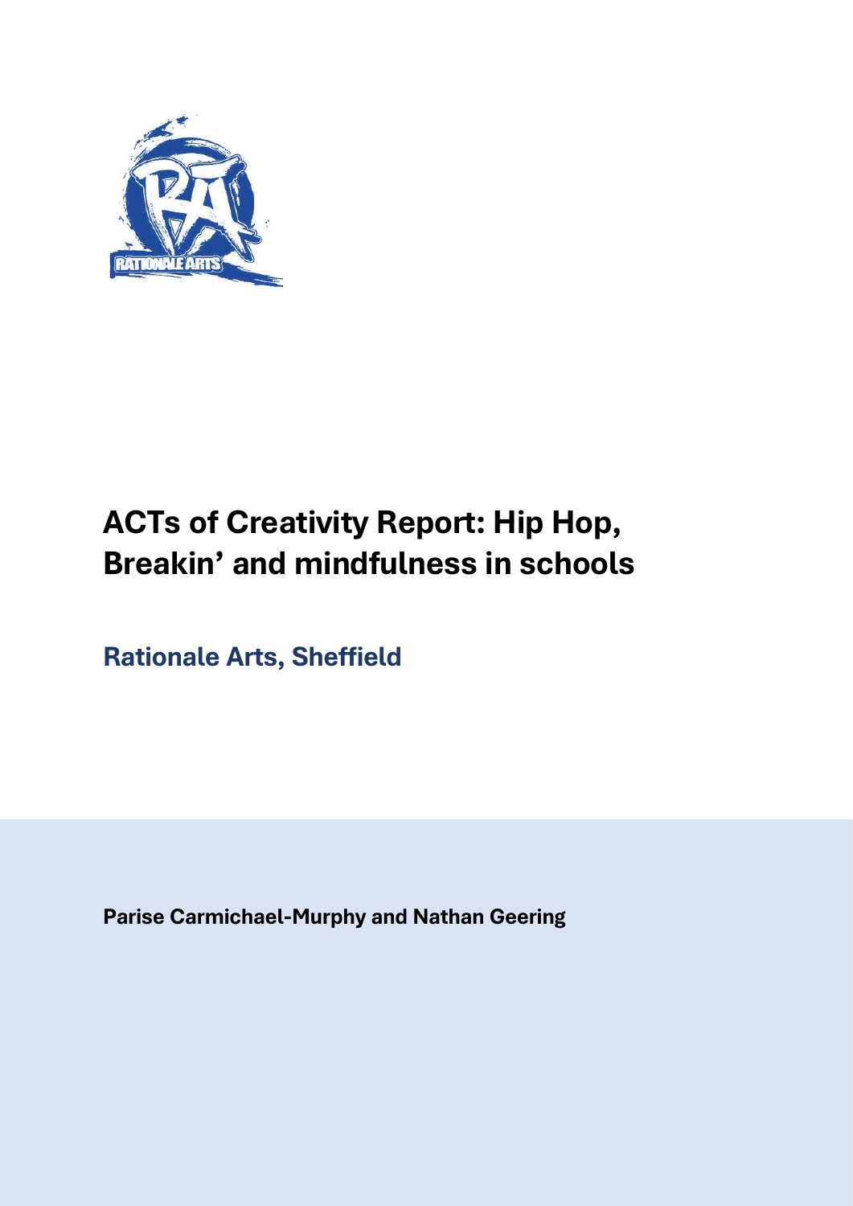# ACTs of Creativity Report: Hip Hop, Breakin' and mindfulness in schools

## Rationale Arts, Sheffield

**Parise Carmichael-Murphy and Nathan Geering**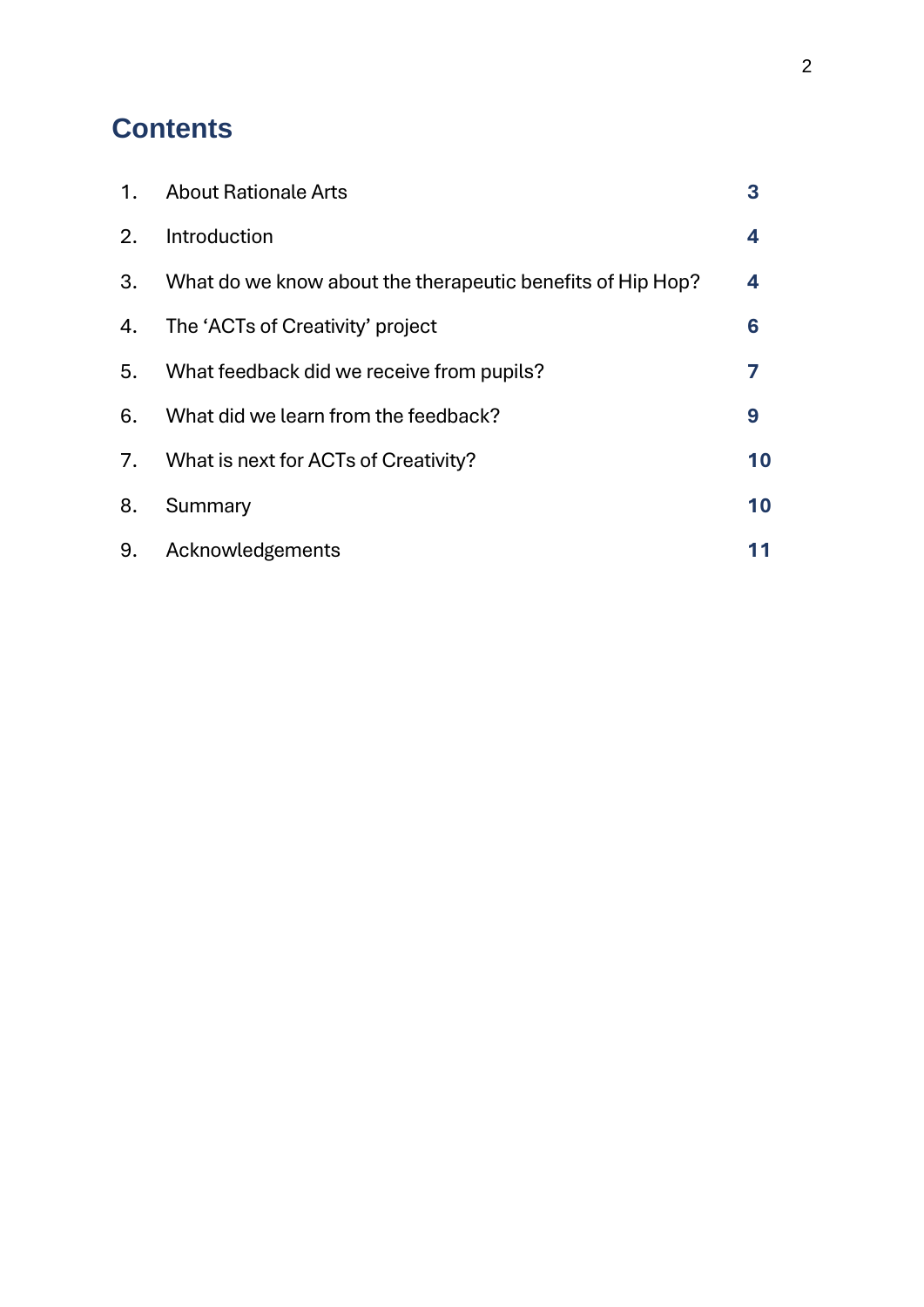# Contents

| | | |
|---|---|---|
| 1. | About Rationale Arts | **3** |
| 2. | Introduction | **4** |
| 3. | What do we know about the therapeutic benefits of Hip Hop? | **4** |
| 4. | The 'ACTs of Creativity' project | **6** |
| 5. | What feedback did we receive from pupils? | **7** |
| 6. | What did we learn from the feedback? | **9** |
| 7. | What is next for ACTs of Creativity? | **10** |
| 8. | Summary | **10** |
| 9. | Acknowledgements | **11** |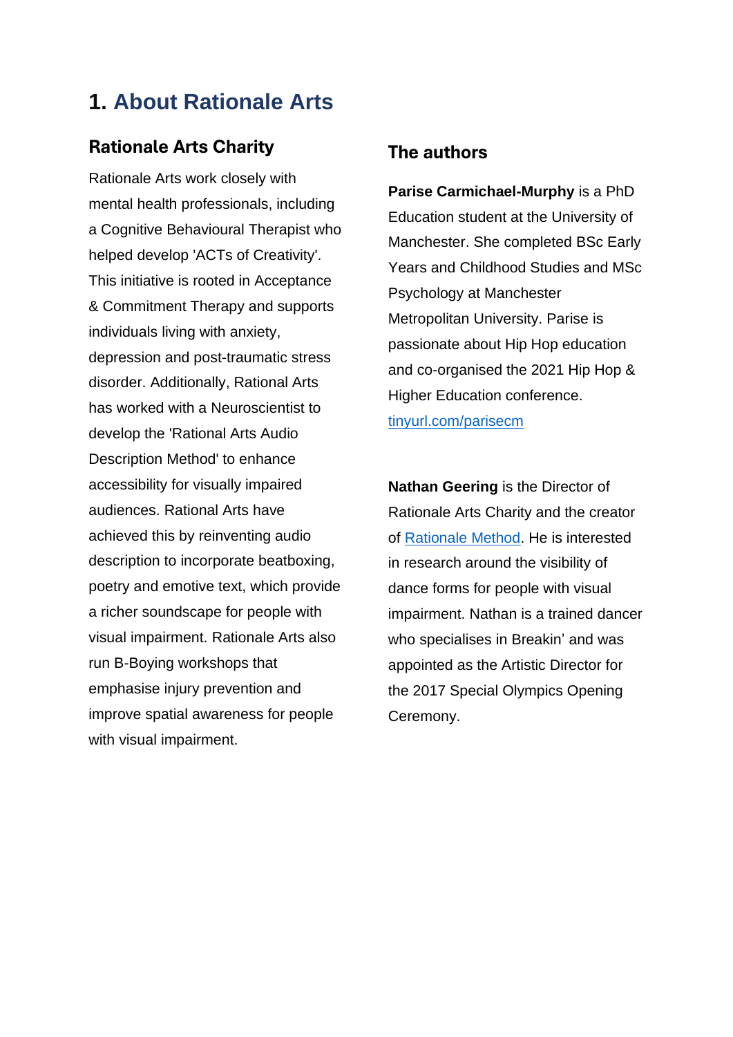# 1. About Rationale Arts

## Rationale Arts Charity

Rationale Arts work closely with mental health professionals, including a Cognitive Behavioural Therapist who helped develop 'ACTs of Creativity'. This initiative is rooted in Acceptance & Commitment Therapy and supports individuals living with anxiety, depression and post-traumatic stress disorder. Additionally, Rational Arts has worked with a Neuroscientist to develop the 'Rational Arts Audio Description Method' to enhance accessibility for visually impaired audiences. Rational Arts have achieved this by reinventing audio description to incorporate beatboxing, poetry and emotive text, which provide a richer soundscape for people with visual impairment. Rationale Arts also run B-Boying workshops that emphasise injury prevention and improve spatial awareness for people with visual impairment.

## The authors

**Parise Carmichael-Murphy** is a PhD Education student at the University of Manchester. She completed BSc Early Years and Childhood Studies and MSc Psychology at Manchester Metropolitan University. Parise is passionate about Hip Hop education and co-organised the 2021 Hip Hop & Higher Education conference. [tinyurl.com/parisecm](tinyurl.com/parisecm)

**Nathan Geering** is the Director of Rationale Arts Charity and the creator of [Rationale Method](). He is interested in research around the visibility of dance forms for people with visual impairment. Nathan is a trained dancer who specialises in Breakin' and was appointed as the Artistic Director for the 2017 Special Olympics Opening Ceremony.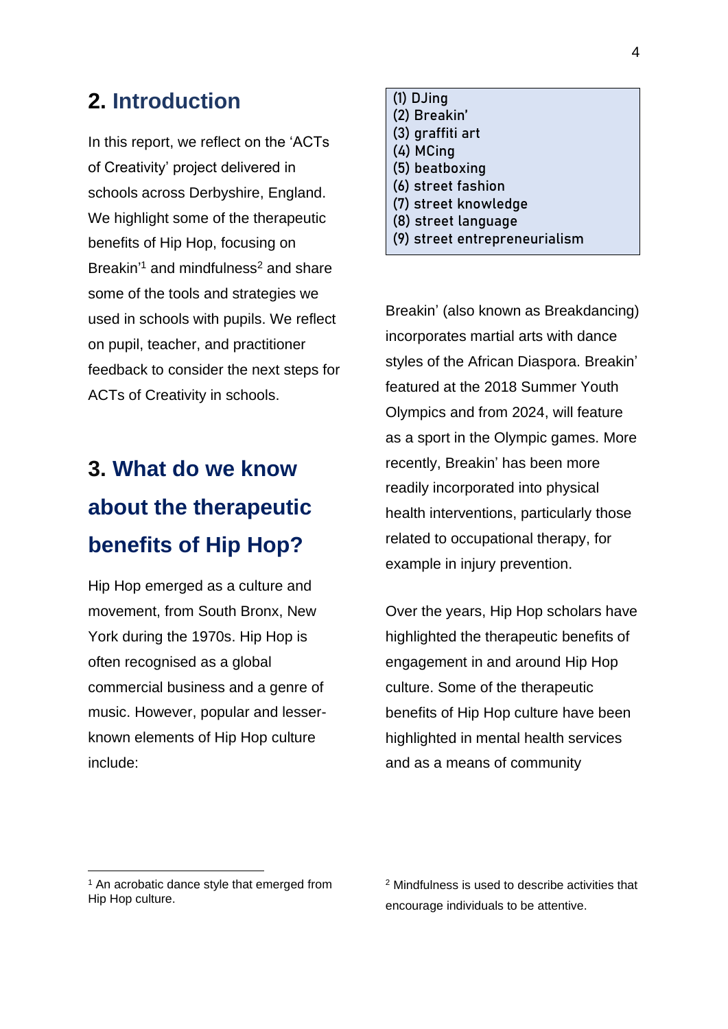## 2. Introduction

In this report, we reflect on the 'ACTs of Creativity' project delivered in schools across Derbyshire, England. We highlight some of the therapeutic benefits of Hip Hop, focusing on Breakin'[1] and mindfulness[2] and share some of the tools and strategies we used in schools with pupils. We reflect on pupil, teacher, and practitioner feedback to consider the next steps for ACTs of Creativity in schools.

## 3. What do we know about the therapeutic benefits of Hip Hop?

Hip Hop emerged as a culture and movement, from South Bronx, New York during the 1970s. Hip Hop is often recognised as a global commercial business and a genre of music. However, popular and lesser-known elements of Hip Hop culture include:

(1) DJing
(2) Breakin'
(3) graffiti art
(4) MCing
(5) beatboxing
(6) street fashion
(7) street knowledge
(8) street language
(9) street entrepreneurialism

Breakin' (also known as Breakdancing) incorporates martial arts with dance styles of the African Diaspora. Breakin' featured at the 2018 Summer Youth Olympics and from 2024, will feature as a sport in the Olympic games. More recently, Breakin' has been more readily incorporated into physical health interventions, particularly those related to occupational therapy, for example in injury prevention.

Over the years, Hip Hop scholars have highlighted the therapeutic benefits of engagement in and around Hip Hop culture. Some of the therapeutic benefits of Hip Hop culture have been highlighted in mental health services and as a means of community

[1] An acrobatic dance style that emerged from Hip Hop culture.

[2] Mindfulness is used to describe activities that encourage individuals to be attentive.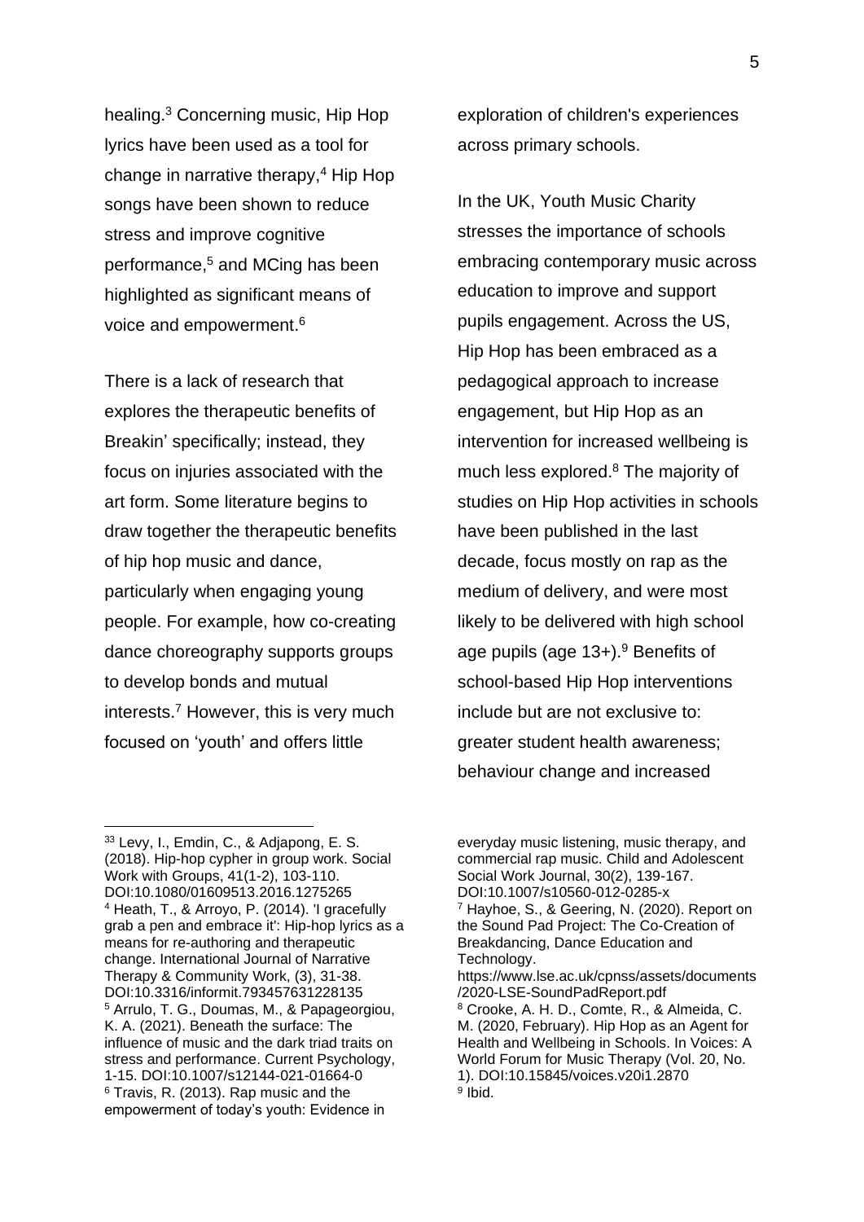healing.[3] Concerning music, Hip Hop lyrics have been used as a tool for change in narrative therapy,[4] Hip Hop songs have been shown to reduce stress and improve cognitive performance,[5] and MCing has been highlighted as significant means of voice and empowerment.[6]

There is a lack of research that explores the therapeutic benefits of Breakin' specifically; instead, they focus on injuries associated with the art form. Some literature begins to draw together the therapeutic benefits of hip hop music and dance, particularly when engaging young people. For example, how co-creating dance choreography supports groups to develop bonds and mutual interests.[7] However, this is very much focused on 'youth' and offers little exploration of children's experiences across primary schools.

In the UK, Youth Music Charity stresses the importance of schools embracing contemporary music across education to improve and support pupils engagement. Across the US, Hip Hop has been embraced as a pedagogical approach to increase engagement, but Hip Hop as an intervention for increased wellbeing is much less explored.[8] The majority of studies on Hip Hop activities in schools have been published in the last decade, focus mostly on rap as the medium of delivery, and were most likely to be delivered with high school age pupils (age 13+).[9] Benefits of school-based Hip Hop interventions include but are not exclusive to: greater student health awareness; behaviour change and increased

---

[3] Levy, I., Emdin, C., & Adjapong, E. S. (2018). Hip-hop cypher in group work. Social Work with Groups, 41(1-2), 103-110. DOI:10.1080/01609513.2016.1275265

[4] Heath, T., & Arroyo, P. (2014). 'I gracefully grab a pen and embrace it': Hip-hop lyrics as a means for re-authoring and therapeutic change. International Journal of Narrative Therapy & Community Work, (3), 31-38. DOI:10.3316/informit.793457631228135

[5] Arrulo, T. G., Doumas, M., & Papageorgiou, K. A. (2021). Beneath the surface: The influence of music and the dark triad traits on stress and performance. Current Psychology, 1-15. DOI:10.1007/s12144-021-01664-0

[6] Travis, R. (2013). Rap music and the empowerment of today's youth: Evidence in everyday music listening, music therapy, and commercial rap music. Child and Adolescent Social Work Journal, 30(2), 139-167. DOI:10.1007/s10560-012-0285-x

[7] Hayhoe, S., & Geering, N. (2020). Report on the Sound Pad Project: The Co-Creation of Breakdancing, Dance Education and Technology. https://www.lse.ac.uk/cpnss/assets/documents/2020-LSE-SoundPadReport.pdf

[8] Crooke, A. H. D., Comte, R., & Almeida, C. M. (2020, February). Hip Hop as an Agent for Health and Wellbeing in Schools. In Voices: A World Forum for Music Therapy (Vol. 20, No. 1). DOI:10.15845/voices.v20i1.2870

[9] Ibid.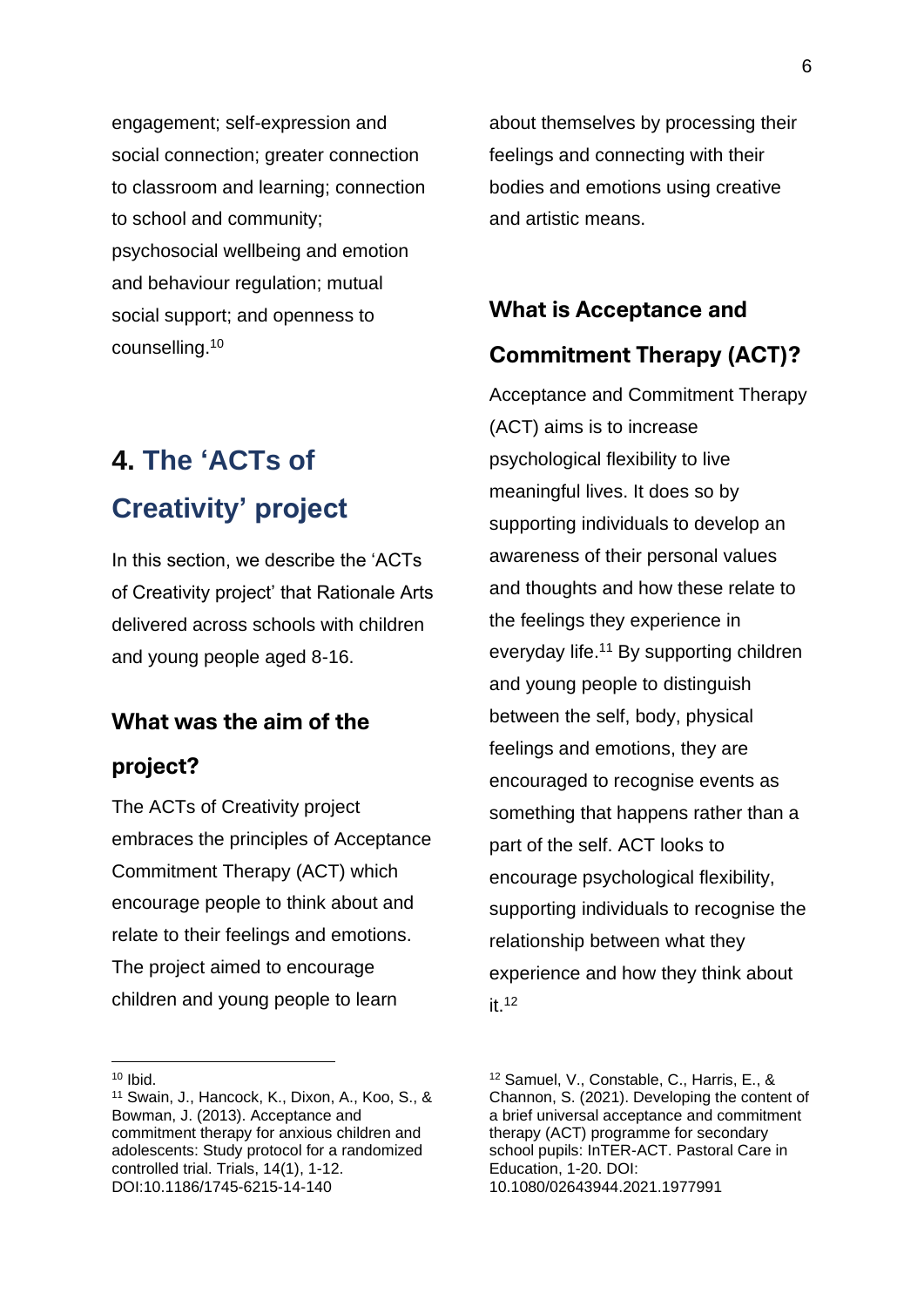engagement; self-expression and social connection; greater connection to classroom and learning; connection to school and community; psychosocial wellbeing and emotion and behaviour regulation; mutual social support; and openness to counselling.[10]

# 4. The 'ACTs of Creativity' project

In this section, we describe the 'ACTs of Creativity project' that Rationale Arts delivered across schools with children and young people aged 8-16.

### What was the aim of the project?

The ACTs of Creativity project embraces the principles of Acceptance Commitment Therapy (ACT) which encourage people to think about and relate to their feelings and emotions. The project aimed to encourage children and young people to learn about themselves by processing their feelings and connecting with their bodies and emotions using creative and artistic means.

### What is Acceptance and Commitment Therapy (ACT)?

Acceptance and Commitment Therapy (ACT) aims is to increase psychological flexibility to live meaningful lives. It does so by supporting individuals to develop an awareness of their personal values and thoughts and how these relate to the feelings they experience in everyday life.[11] By supporting children and young people to distinguish between the self, body, physical feelings and emotions, they are encouraged to recognise events as something that happens rather than a part of the self. ACT looks to encourage psychological flexibility, supporting individuals to recognise the relationship between what they experience and how they think about it.[12]

---

[10] Ibid.

[11] Swain, J., Hancock, K., Dixon, A., Koo, S., & Bowman, J. (2013). Acceptance and commitment therapy for anxious children and adolescents: Study protocol for a randomized controlled trial. Trials, 14(1), 1-12. DOI:10.1186/1745-6215-14-140

[12] Samuel, V., Constable, C., Harris, E., & Channon, S. (2021). Developing the content of a brief universal acceptance and commitment therapy (ACT) programme for secondary school pupils: InTER-ACT. Pastoral Care in Education, 1-20. DOI: 10.1080/02643944.2021.1977991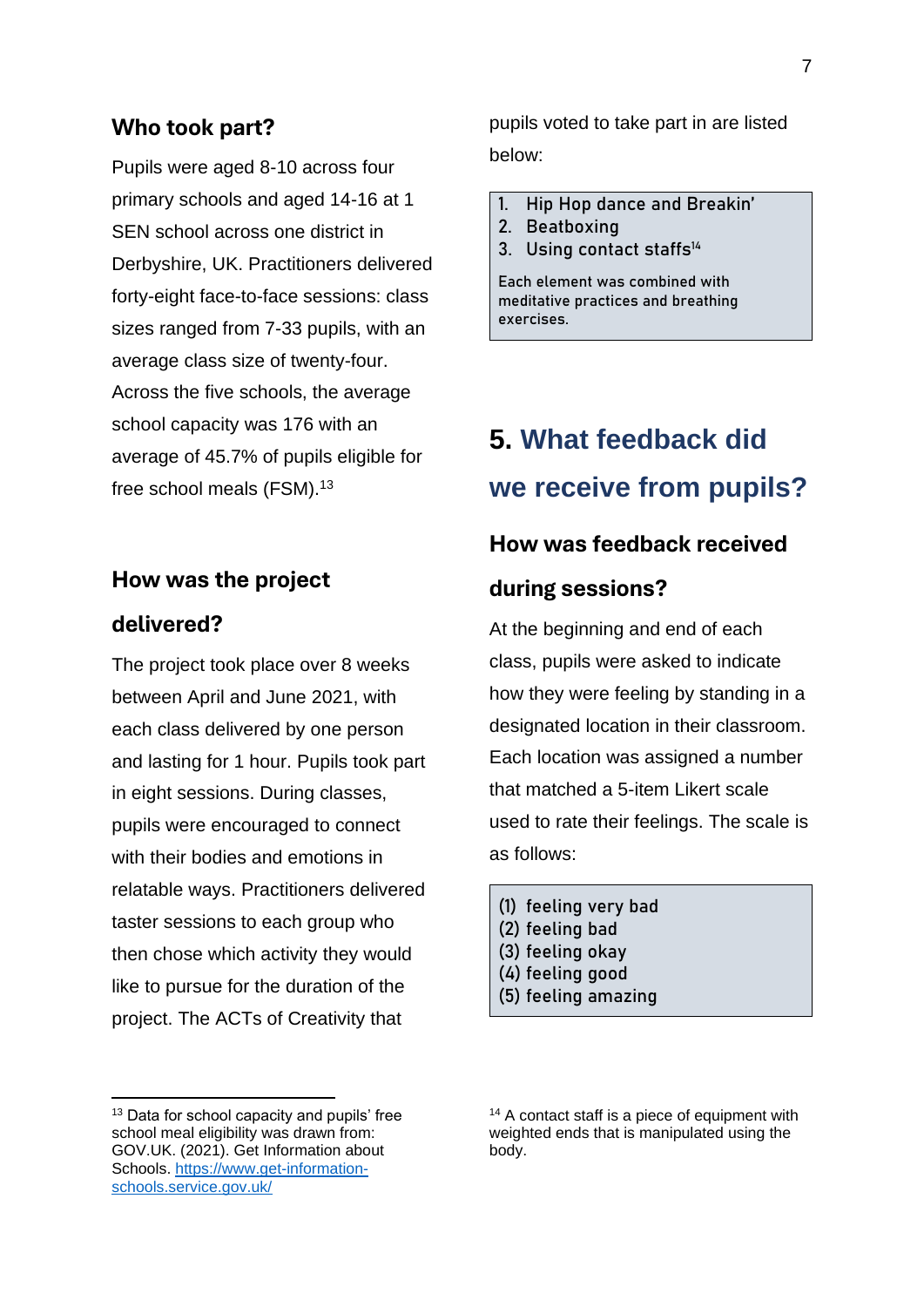### Who took part?

Pupils were aged 8-10 across four primary schools and aged 14-16 at 1 SEN school across one district in Derbyshire, UK. Practitioners delivered forty-eight face-to-face sessions: class sizes ranged from 7-33 pupils, with an average class size of twenty-four. Across the five schools, the average school capacity was 176 with an average of 45.7% of pupils eligible for free school meals (FSM).[13]

### How was the project delivered?

The project took place over 8 weeks between April and June 2021, with each class delivered by one person and lasting for 1 hour. Pupils took part in eight sessions. During classes, pupils were encouraged to connect with their bodies and emotions in relatable ways. Practitioners delivered taster sessions to each group who then chose which activity they would like to pursue for the duration of the project. The ACTs of Creativity that pupils voted to take part in are listed below:

> 1. Hip Hop dance and Breakin'
> 2. Beatboxing
> 3. Using contact staffs[14]
>
> Each element was combined with meditative practices and breathing exercises.

## 5. What feedback did we receive from pupils?

### How was feedback received during sessions?

At the beginning and end of each class, pupils were asked to indicate how they were feeling by standing in a designated location in their classroom. Each location was assigned a number that matched a 5-item Likert scale used to rate their feelings. The scale is as follows:

> (1) feeling very bad
> (2) feeling bad
> (3) feeling okay
> (4) feeling good
> (5) feeling amazing

---

[13] Data for school capacity and pupils' free school meal eligibility was drawn from: GOV.UK. (2021). Get Information about Schools. https://www.get-information-schools.service.gov.uk/

[14] A contact staff is a piece of equipment with weighted ends that is manipulated using the body.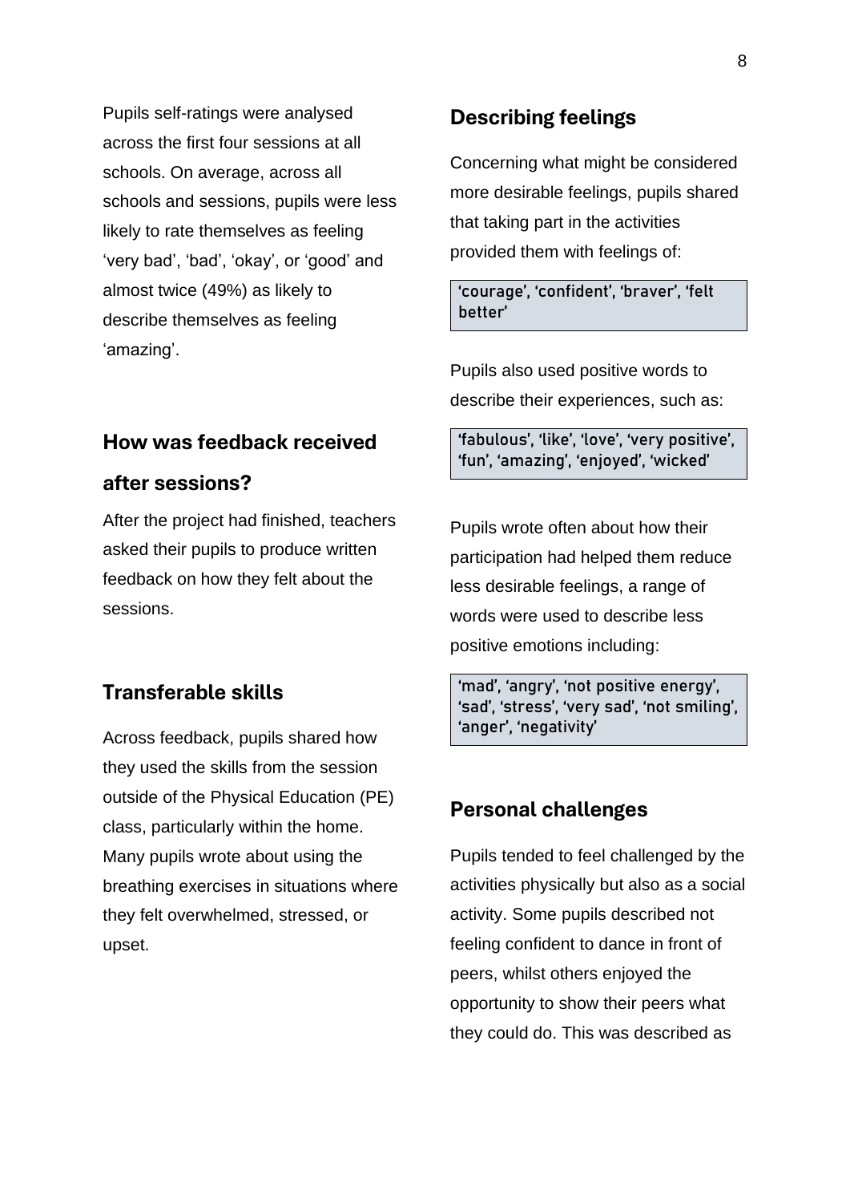Pupils self-ratings were analysed across the first four sessions at all schools. On average, across all schools and sessions, pupils were less likely to rate themselves as feeling 'very bad', 'bad', 'okay', or 'good' and almost twice (49%) as likely to describe themselves as feeling 'amazing'.

## How was feedback received after sessions?

After the project had finished, teachers asked their pupils to produce written feedback on how they felt about the sessions.

### Transferable skills

Across feedback, pupils shared how they used the skills from the session outside of the Physical Education (PE) class, particularly within the home. Many pupils wrote about using the breathing exercises in situations where they felt overwhelmed, stressed, or upset.

### Describing feelings

Concerning what might be considered more desirable feelings, pupils shared that taking part in the activities provided them with feelings of:

> 'courage', 'confident', 'braver', 'felt better'

Pupils also used positive words to describe their experiences, such as:

> 'fabulous', 'like', 'love', 'very positive', 'fun', 'amazing', 'enjoyed', 'wicked'

Pupils wrote often about how their participation had helped them reduce less desirable feelings, a range of words were used to describe less positive emotions including:

> 'mad', 'angry', 'not positive energy', 'sad', 'stress', 'very sad', 'not smiling', 'anger', 'negativity'

### Personal challenges

Pupils tended to feel challenged by the activities physically but also as a social activity. Some pupils described not feeling confident to dance in front of peers, whilst others enjoyed the opportunity to show their peers what they could do. This was described as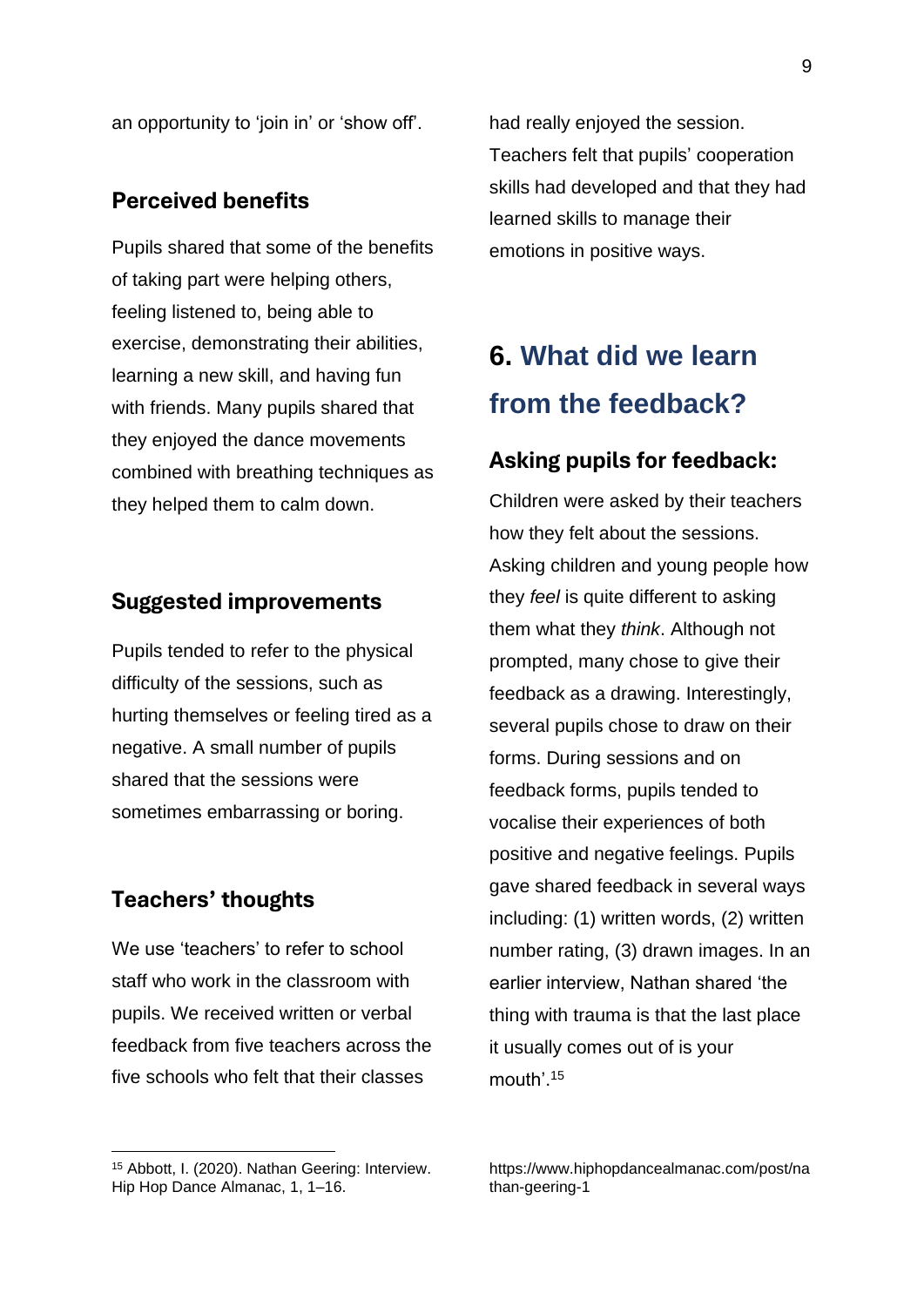an opportunity to 'join in' or 'show off'.

### Perceived benefits

Pupils shared that some of the benefits of taking part were helping others, feeling listened to, being able to exercise, demonstrating their abilities, learning a new skill, and having fun with friends. Many pupils shared that they enjoyed the dance movements combined with breathing techniques as they helped them to calm down.

### Suggested improvements

Pupils tended to refer to the physical difficulty of the sessions, such as hurting themselves or feeling tired as a negative. A small number of pupils shared that the sessions were sometimes embarrassing or boring.

### Teachers' thoughts

We use 'teachers' to refer to school staff who work in the classroom with pupils. We received written or verbal feedback from five teachers across the five schools who felt that their classes had really enjoyed the session. Teachers felt that pupils' cooperation skills had developed and that they had learned skills to manage their emotions in positive ways.

## 6. What did we learn from the feedback?

### Asking pupils for feedback:

Children were asked by their teachers how they felt about the sessions. Asking children and young people how they *feel* is quite different to asking them what they *think*. Although not prompted, many chose to give their feedback as a drawing. Interestingly, several pupils chose to draw on their forms. During sessions and on feedback forms, pupils tended to vocalise their experiences of both positive and negative feelings. Pupils gave shared feedback in several ways including: (1) written words, (2) written number rating, (3) drawn images. In an earlier interview, Nathan shared 'the thing with trauma is that the last place it usually comes out of is your mouth'.[15]

---

[15] Abbott, I. (2020). Nathan Geering: Interview. Hip Hop Dance Almanac, 1, 1–16. https://www.hiphopdancealmanac.com/post/nathan-geering-1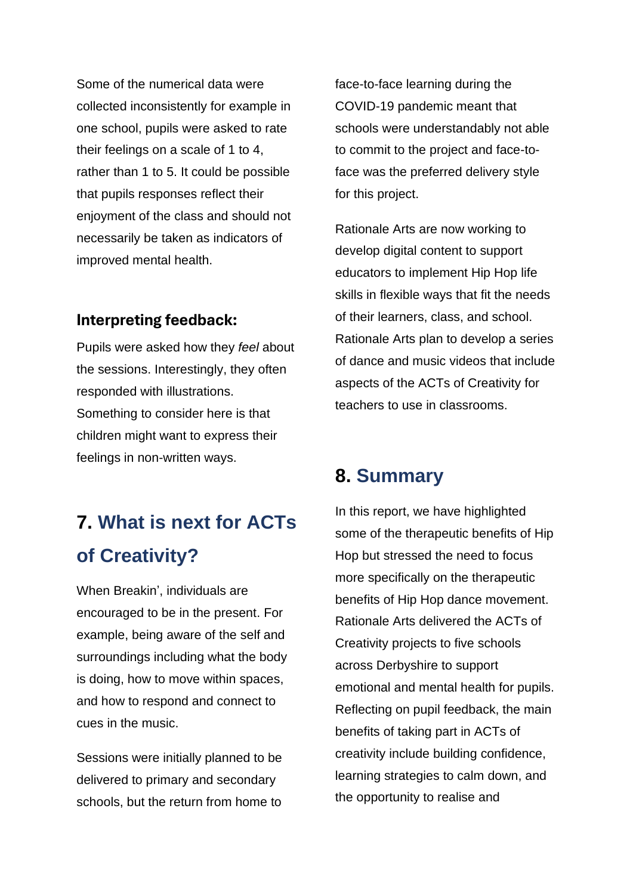Some of the numerical data were collected inconsistently for example in one school, pupils were asked to rate their feelings on a scale of 1 to 4, rather than 1 to 5. It could be possible that pupils responses reflect their enjoyment of the class and should not necessarily be taken as indicators of improved mental health.

### Interpreting feedback:

Pupils were asked how they *feel* about the sessions. Interestingly, they often responded with illustrations. Something to consider here is that children might want to express their feelings in non-written ways.

## 7. What is next for ACTs of Creativity?

When Breakin', individuals are encouraged to be in the present. For example, being aware of the self and surroundings including what the body is doing, how to move within spaces, and how to respond and connect to cues in the music.

Sessions were initially planned to be delivered to primary and secondary schools, but the return from home to face-to-face learning during the COVID-19 pandemic meant that schools were understandably not able to commit to the project and face-to-face was the preferred delivery style for this project.

Rationale Arts are now working to develop digital content to support educators to implement Hip Hop life skills in flexible ways that fit the needs of their learners, class, and school. Rationale Arts plan to develop a series of dance and music videos that include aspects of the ACTs of Creativity for teachers to use in classrooms.

## 8. Summary

In this report, we have highlighted some of the therapeutic benefits of Hip Hop but stressed the need to focus more specifically on the therapeutic benefits of Hip Hop dance movement. Rationale Arts delivered the ACTs of Creativity projects to five schools across Derbyshire to support emotional and mental health for pupils. Reflecting on pupil feedback, the main benefits of taking part in ACTs of creativity include building confidence, learning strategies to calm down, and the opportunity to realise and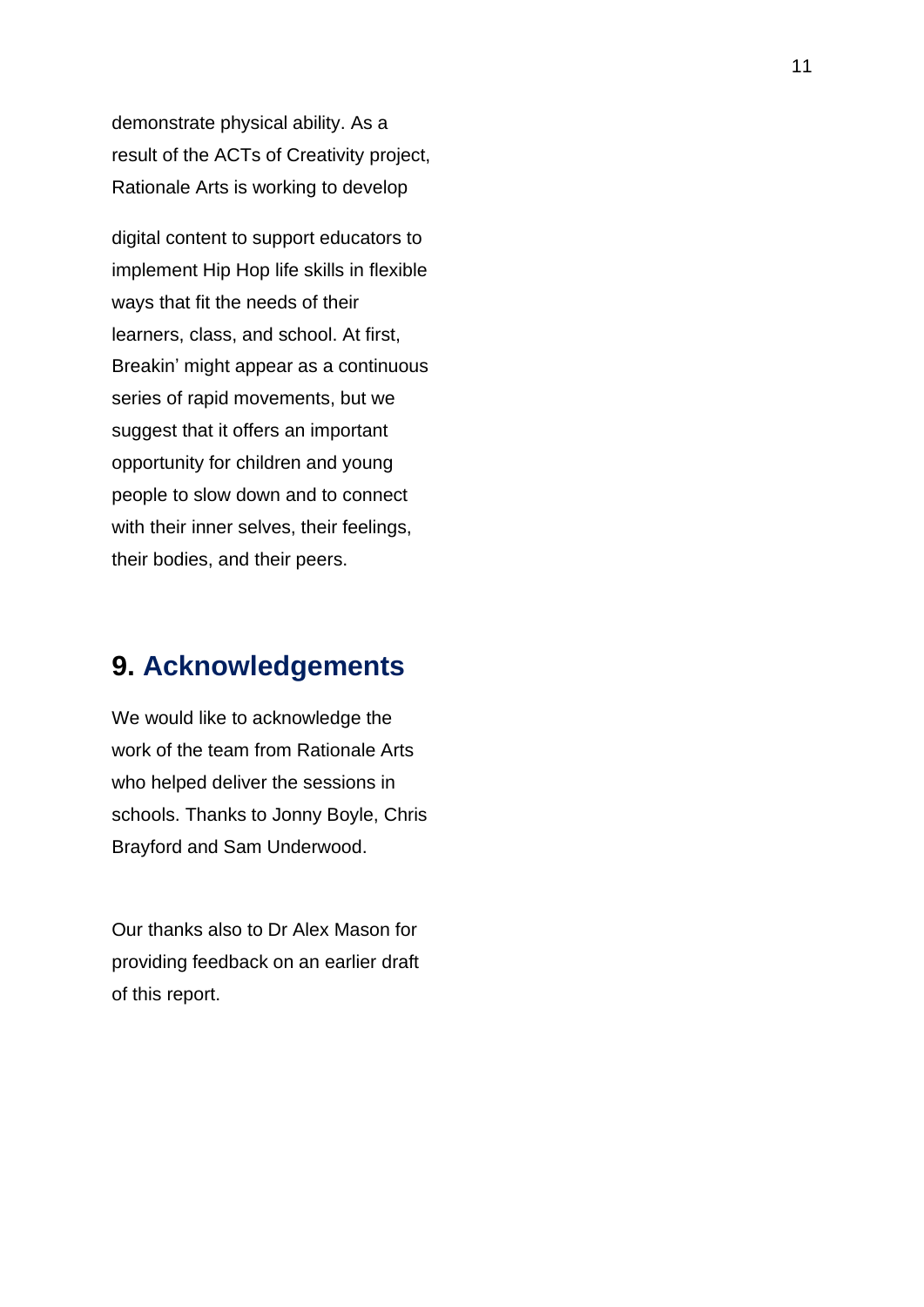demonstrate physical ability. As a result of the ACTs of Creativity project, Rationale Arts is working to develop

digital content to support educators to implement Hip Hop life skills in flexible ways that fit the needs of their learners, class, and school. At first, Breakin' might appear as a continuous series of rapid movements, but we suggest that it offers an important opportunity for children and young people to slow down and to connect with their inner selves, their feelings, their bodies, and their peers.

## 9. Acknowledgements

We would like to acknowledge the work of the team from Rationale Arts who helped deliver the sessions in schools. Thanks to Jonny Boyle, Chris Brayford and Sam Underwood.

Our thanks also to Dr Alex Mason for providing feedback on an earlier draft of this report.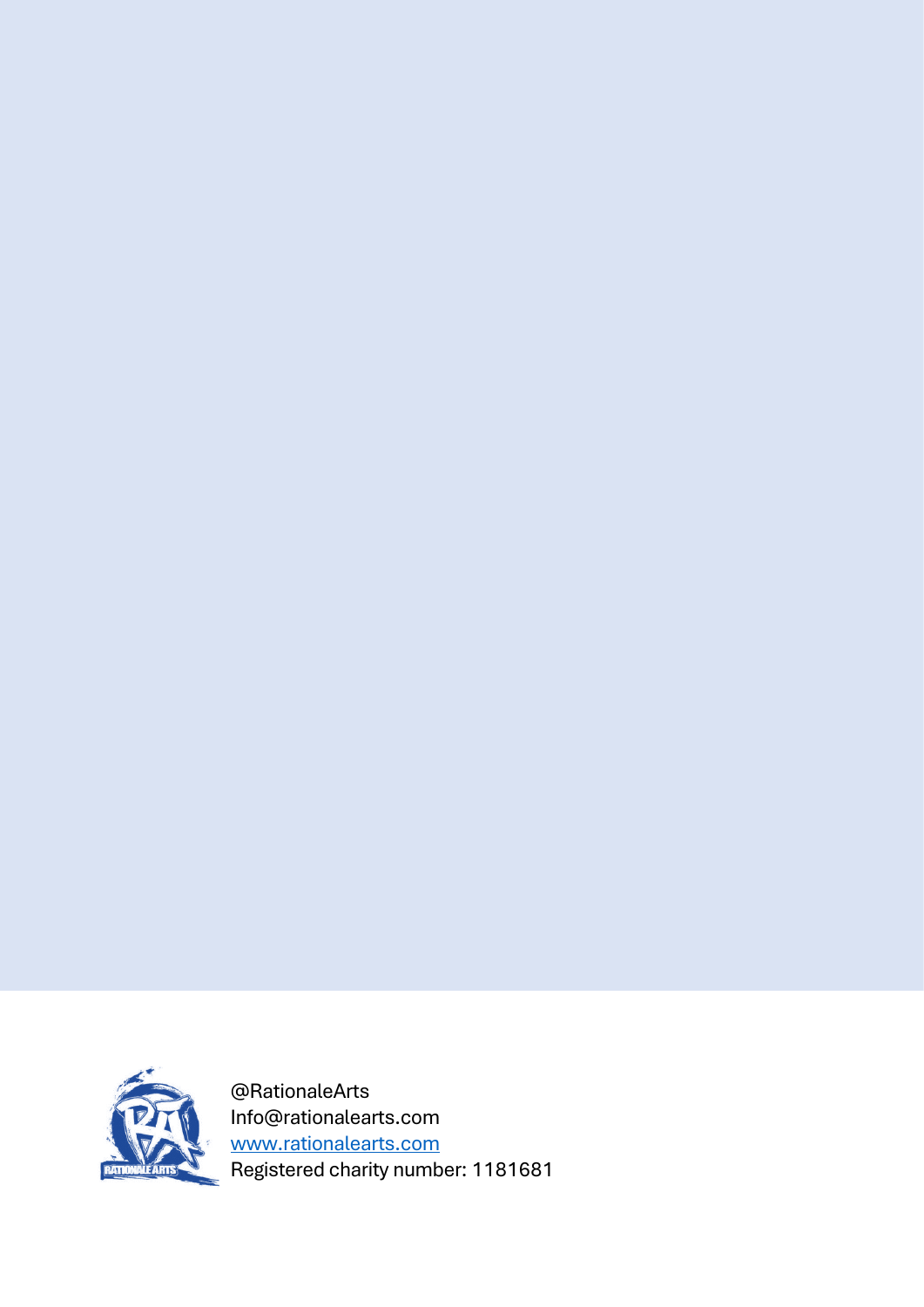@RationaleArts
Info@rationalearts.com
www.rationalearts.com
Registered charity number: 1181681